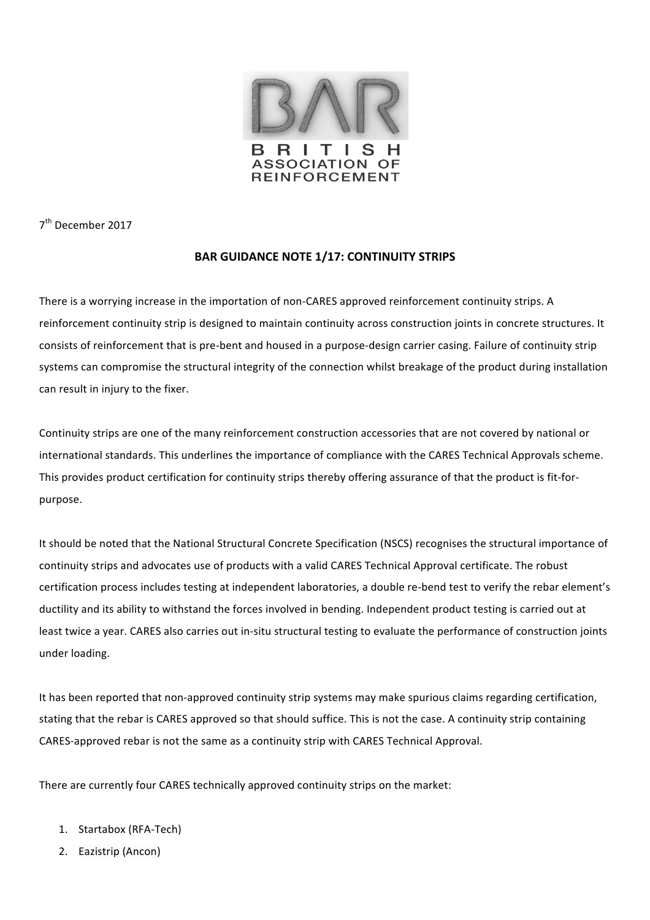BAR

BRITISH ASSOCIATION OF REINFORCEMENT

7th December 2017

# BAR GUIDANCE NOTE 1/17: CONTINUITY STRIPS

There is a worrying increase in the importation of non-CARES approved reinforcement continuity strips. A reinforcement continuity strip is designed to maintain continuity across construction joints in concrete structures. It consists of reinforcement that is pre-bent and housed in a purpose-design carrier casing. Failure of continuity strip systems can compromise the structural integrity of the connection whilst breakage of the product during installation can result in injury to the fixer.

Continuity strips are one of the many reinforcement construction accessories that are not covered by national or international standards. This underlines the importance of compliance with the CARES Technical Approvals scheme. This provides product certification for continuity strips thereby offering assurance of that the product is fit-for-purpose.

It should be noted that the National Structural Concrete Specification (NSCS) recognises the structural importance of continuity strips and advocates use of products with a valid CARES Technical Approval certificate. The robust certification process includes testing at independent laboratories, a double re-bend test to verify the rebar element's ductility and its ability to withstand the forces involved in bending. Independent product testing is carried out at least twice a year. CARES also carries out in-situ structural testing to evaluate the performance of construction joints under loading.

It has been reported that non-approved continuity strip systems may make spurious claims regarding certification, stating that the rebar is CARES approved so that should suffice. This is not the case. A continuity strip containing CARES-approved rebar is not the same as a continuity strip with CARES Technical Approval.

There are currently four CARES technically approved continuity strips on the market:

1. Startabox (RFA-Tech)
2. Eazistrip (Ancon)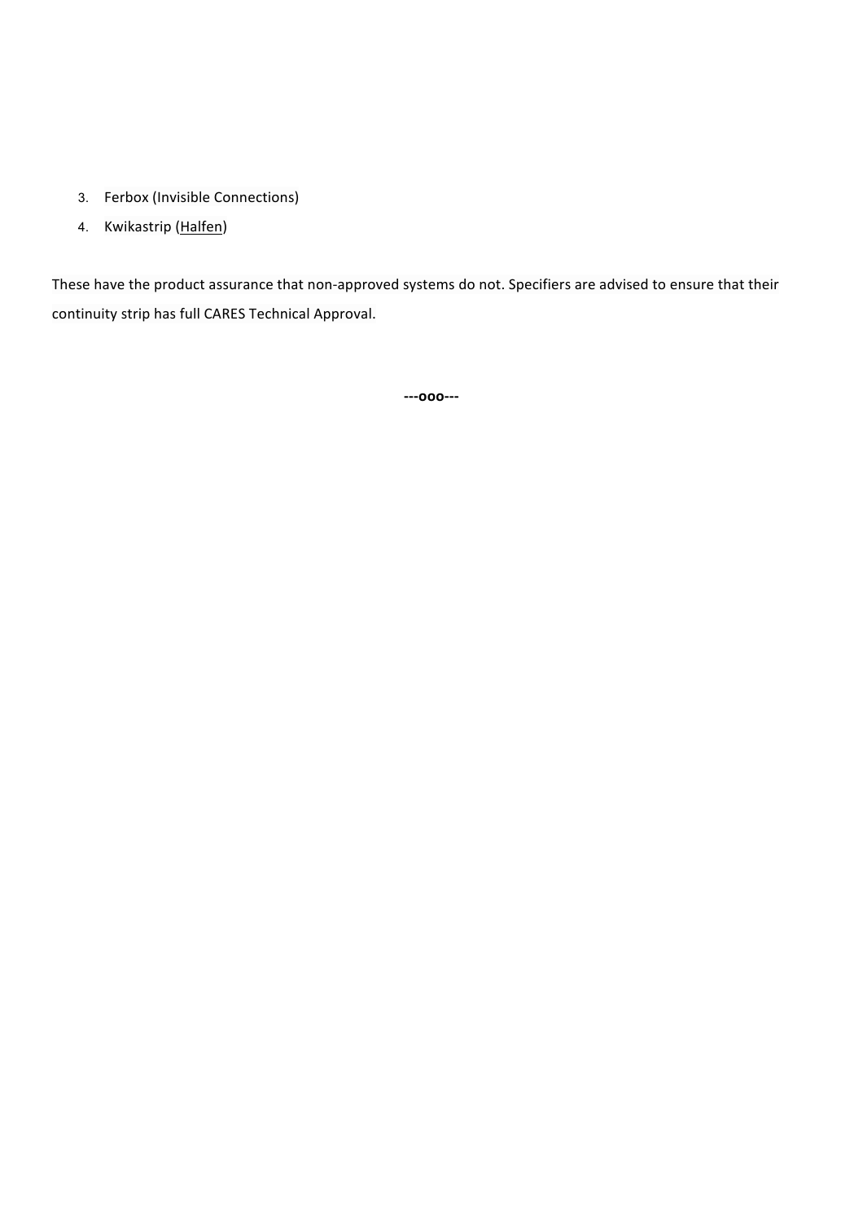3. Ferbox (Invisible Connections)
4. Kwikastrip (Halfen)

These have the product assurance that non-approved systems do not. Specifiers are advised to ensure that their continuity strip has full CARES Technical Approval.

**---ooo---**